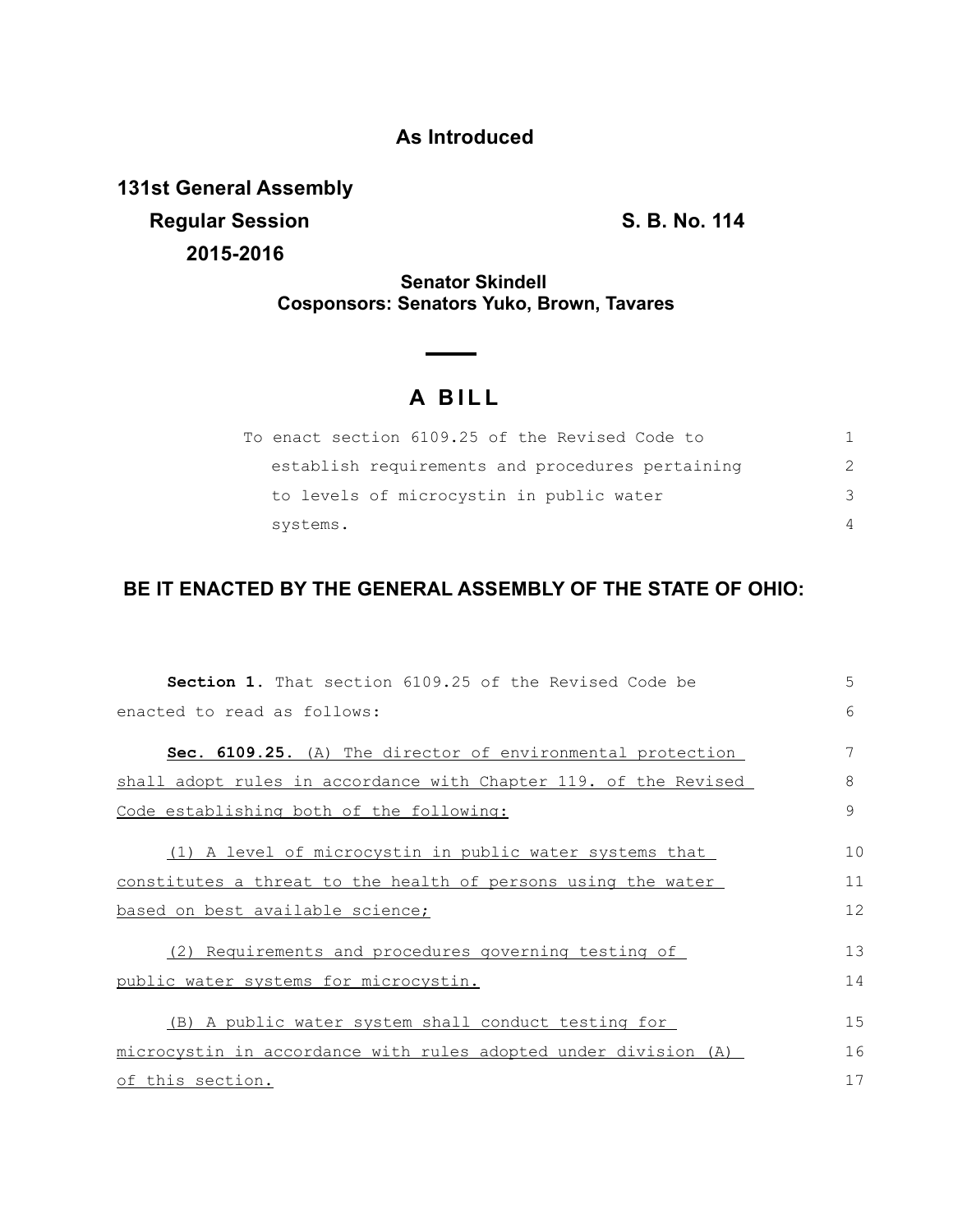# As Introduced

**131st General Assembly**
**Regular Session** **S. B. No. 114**
**2015-2016**

**Senator Skindell**
**Cosponsors: Senators Yuko, Brown, Tavares**

## A BILL

To enact section 6109.25 of the Revised Code to establish requirements and procedures pertaining to levels of microcystin in public water systems.

### BE IT ENACTED BY THE GENERAL ASSEMBLY OF THE STATE OF OHIO:

**Section 1.** That section 6109.25 of the Revised Code be enacted to read as follows:

**Sec. 6109.25.** (A) The director of environmental protection shall adopt rules in accordance with Chapter 119. of the Revised Code establishing both of the following:

(1) A level of microcystin in public water systems that constitutes a threat to the health of persons using the water based on best available science;

(2) Requirements and procedures governing testing of public water systems for microcystin.

(B) A public water system shall conduct testing for microcystin in accordance with rules adopted under division (A) of this section.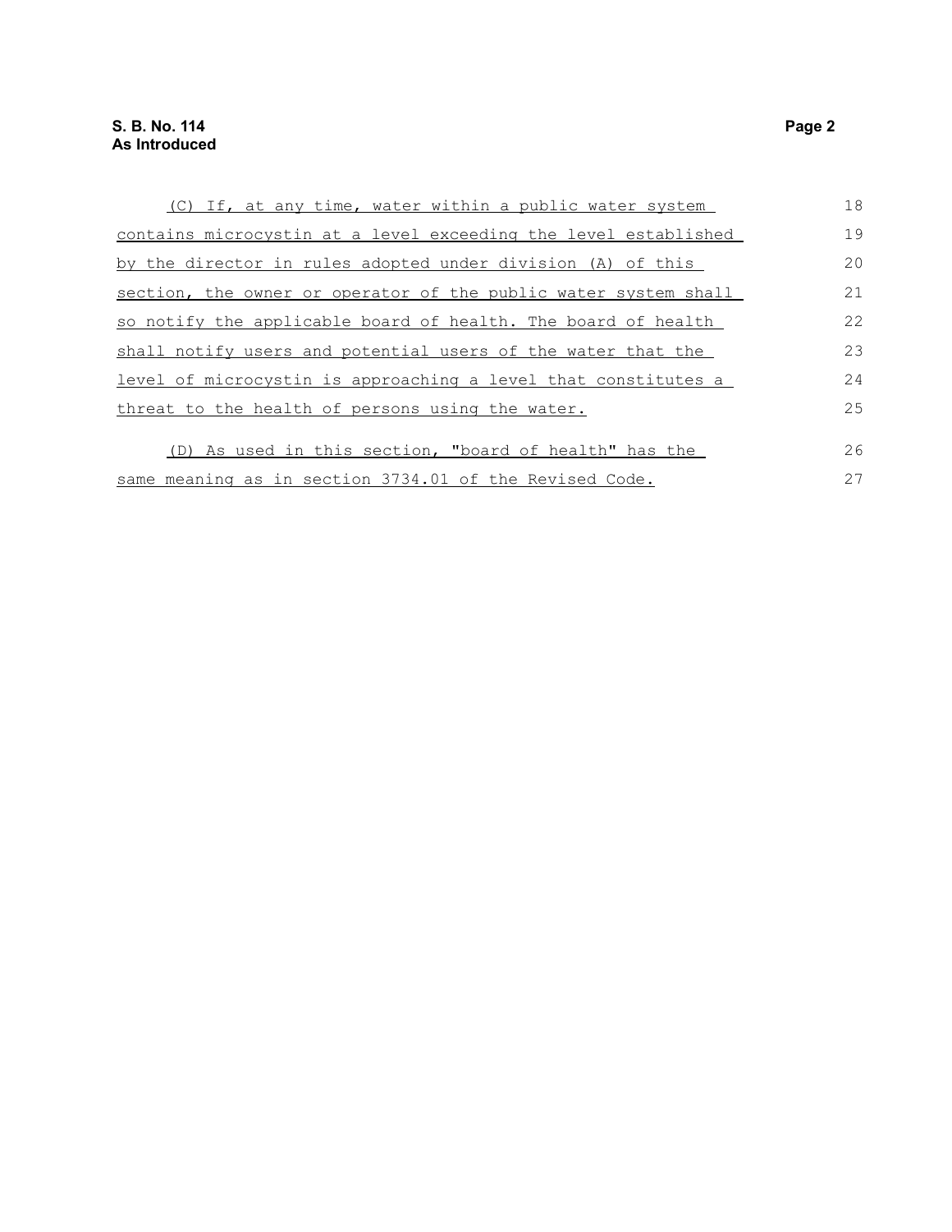(C) If, at any time, water within a public water system contains microcystin at a level exceeding the level established by the director in rules adopted under division (A) of this section, the owner or operator of the public water system shall so notify the applicable board of health. The board of health shall notify users and potential users of the water that the level of microcystin is approaching a level that constitutes a threat to the health of persons using the water.

(D) As used in this section, "board of health" has the same meaning as in section 3734.01 of the Revised Code.